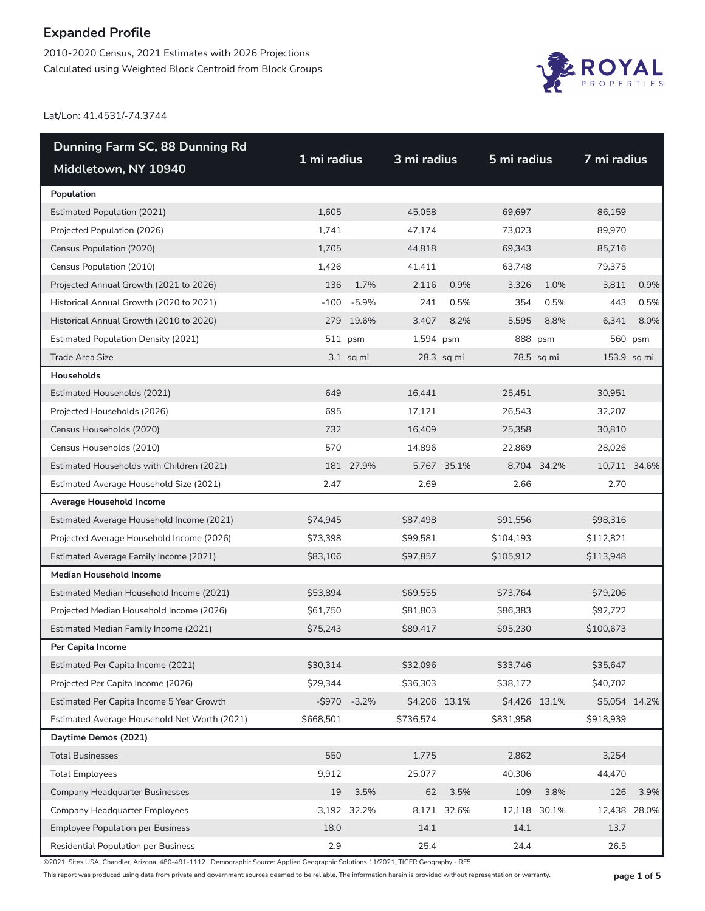# Expanded Profile

2010-2020 Census, 2021 Estimates with 2026 Projections

Calculated using Weighted Block Centroid from Block Groups

ROYAL PROPERTIES

Lat/Lon: 41.4531/-74.3744

| Dunning Farm SC, 88 Dunning Rd Middletown, NY 10940 | 1 mi radius | | 3 mi radius | | 5 mi radius | | 7 mi radius | |
|---|---|---|---|---|---|---|---|---|
| **Population** | | | | | | | | |
| Estimated Population (2021) | 1,605 | | 45,058 | | 69,697 | | 86,159 | |
| Projected Population (2026) | 1,741 | | 47,174 | | 73,023 | | 89,970 | |
| Census Population (2020) | 1,705 | | 44,818 | | 69,343 | | 85,716 | |
| Census Population (2010) | 1,426 | | 41,411 | | 63,748 | | 79,375 | |
| Projected Annual Growth (2021 to 2026) | 136 | 1.7% | 2,116 | 0.9% | 3,326 | 1.0% | 3,811 | 0.9% |
| Historical Annual Growth (2020 to 2021) | -100 | -5.9% | 241 | 0.5% | 354 | 0.5% | 443 | 0.5% |
| Historical Annual Growth (2010 to 2020) | 279 | 19.6% | 3,407 | 8.2% | 5,595 | 8.8% | 6,341 | 8.0% |
| Estimated Population Density (2021) | 511 | psm | 1,594 | psm | 888 | psm | 560 | psm |
| Trade Area Size | 3.1 | sq mi | 28.3 | sq mi | 78.5 | sq mi | 153.9 | sq mi |
| **Households** | | | | | | | | |
| Estimated Households (2021) | 649 | | 16,441 | | 25,451 | | 30,951 | |
| Projected Households (2026) | 695 | | 17,121 | | 26,543 | | 32,207 | |
| Census Households (2020) | 732 | | 16,409 | | 25,358 | | 30,810 | |
| Census Households (2010) | 570 | | 14,896 | | 22,869 | | 28,026 | |
| Estimated Households with Children (2021) | 181 | 27.9% | 5,767 | 35.1% | 8,704 | 34.2% | 10,711 | 34.6% |
| Estimated Average Household Size (2021) | 2.47 | | 2.69 | | 2.66 | | 2.70 | |
| **Average Household Income** | | | | | | | | |
| Estimated Average Household Income (2021) | $74,945 | | $87,498 | | $91,556 | | $98,316 | |
| Projected Average Household Income (2026) | $73,398 | | $99,581 | | $104,193 | | $112,821 | |
| Estimated Average Family Income (2021) | $83,106 | | $97,857 | | $105,912 | | $113,948 | |
| **Median Household Income** | | | | | | | | |
| Estimated Median Household Income (2021) | $53,894 | | $69,555 | | $73,764 | | $79,206 | |
| Projected Median Household Income (2026) | $61,750 | | $81,803 | | $86,383 | | $92,722 | |
| Estimated Median Family Income (2021) | $75,243 | | $89,417 | | $95,230 | | $100,673 | |
| **Per Capita Income** | | | | | | | | |
| Estimated Per Capita Income (2021) | $30,314 | | $32,096 | | $33,746 | | $35,647 | |
| Projected Per Capita Income (2026) | $29,344 | | $36,303 | | $38,172 | | $40,702 | |
| Estimated Per Capita Income 5 Year Growth | -$970 | -3.2% | $4,206 | 13.1% | $4,426 | 13.1% | $5,054 | 14.2% |
| Estimated Average Household Net Worth (2021) | $668,501 | | $736,574 | | $831,958 | | $918,939 | |
| **Daytime Demos (2021)** | | | | | | | | |
| Total Businesses | 550 | | 1,775 | | 2,862 | | 3,254 | |
| Total Employees | 9,912 | | 25,077 | | 40,306 | | 44,470 | |
| Company Headquarter Businesses | 19 | 3.5% | 62 | 3.5% | 109 | 3.8% | 126 | 3.9% |
| Company Headquarter Employees | 3,192 | 32.2% | 8,171 | 32.6% | 12,118 | 30.1% | 12,438 | 28.0% |
| Employee Population per Business | 18.0 | | 14.1 | | 14.1 | | 13.7 | |
| Residential Population per Business | 2.9 | | 25.4 | | 24.4 | | 26.5 | |

©2021, Sites USA, Chandler, Arizona, 480-491-1112 Demographic Source: Applied Geographic Solutions 11/2021, TIGER Geography - RF5

This report was produced using data from private and government sources deemed to be reliable. The information herein is provided without representation or warranty.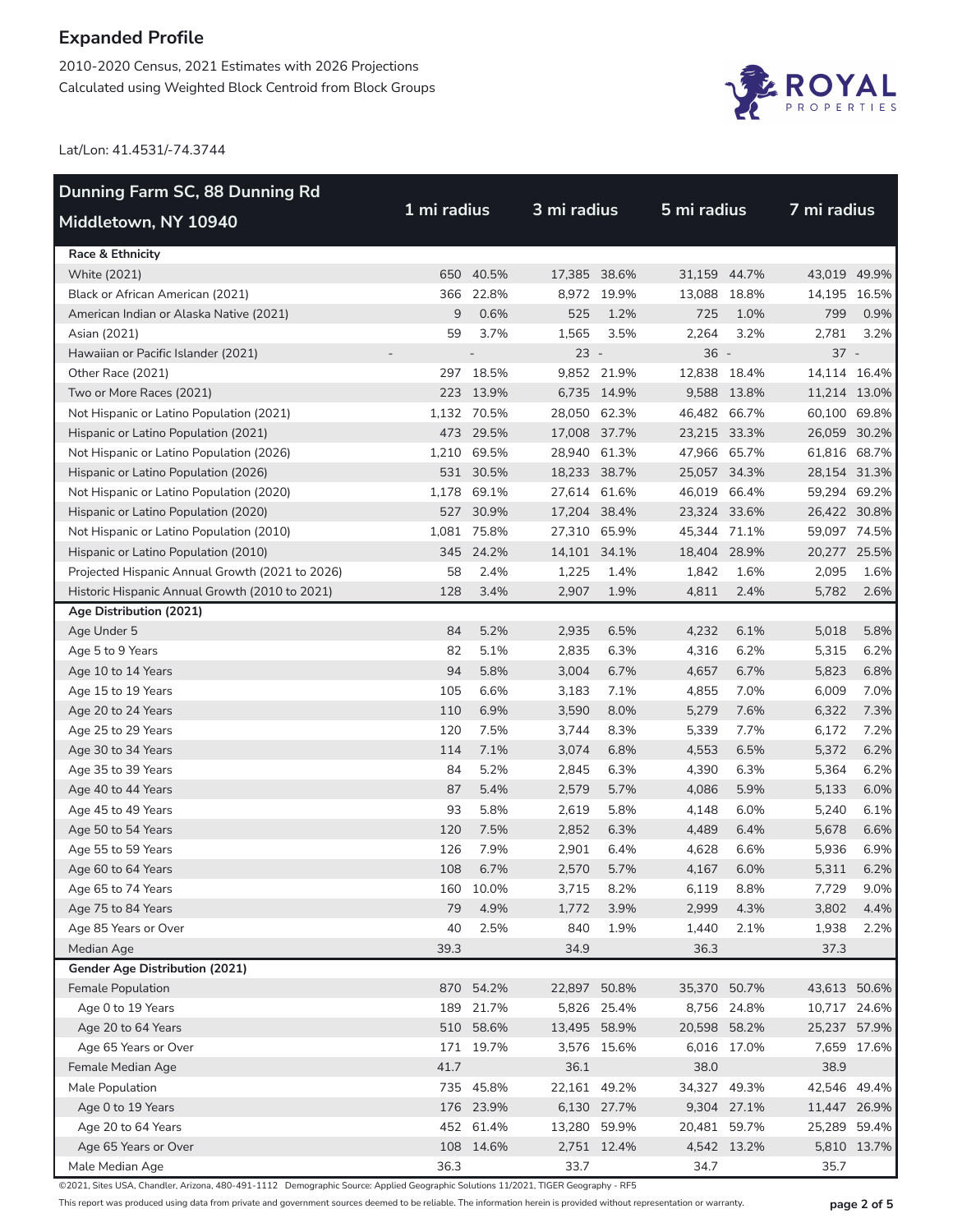# Expanded Profile

2010-2020 Census, 2021 Estimates with 2026 Projections

Calculated using Weighted Block Centroid from Block Groups

Lat/Lon: 41.4531/-74.3744

| Dunning Farm SC, 88 Dunning Rd Middletown, NY 10940 | 1 mi radius | | 3 mi radius | | 5 mi radius | | 7 mi radius | |
|---|---|---|---|---|---|---|---|---|
| **Race & Ethnicity** | | | | | | | | |
| White (2021) | 650 | 40.5% | 17,385 | 38.6% | 31,159 | 44.7% | 43,019 | 49.9% |
| Black or African American (2021) | 366 | 22.8% | 8,972 | 19.9% | 13,088 | 18.8% | 14,195 | 16.5% |
| American Indian or Alaska Native (2021) | 9 | 0.6% | 525 | 1.2% | 725 | 1.0% | 799 | 0.9% |
| Asian (2021) | 59 | 3.7% | 1,565 | 3.5% | 2,264 | 3.2% | 2,781 | 3.2% |
| Hawaiian or Pacific Islander (2021) | - | - | 23 | - | 36 | - | 37 | - |
| Other Race (2021) | 297 | 18.5% | 9,852 | 21.9% | 12,838 | 18.4% | 14,114 | 16.4% |
| Two or More Races (2021) | 223 | 13.9% | 6,735 | 14.9% | 9,588 | 13.8% | 11,214 | 13.0% |
| Not Hispanic or Latino Population (2021) | 1,132 | 70.5% | 28,050 | 62.3% | 46,482 | 66.7% | 60,100 | 69.8% |
| Hispanic or Latino Population (2021) | 473 | 29.5% | 17,008 | 37.7% | 23,215 | 33.3% | 26,059 | 30.2% |
| Not Hispanic or Latino Population (2026) | 1,210 | 69.5% | 28,940 | 61.3% | 47,966 | 65.7% | 61,816 | 68.7% |
| Hispanic or Latino Population (2026) | 531 | 30.5% | 18,233 | 38.7% | 25,057 | 34.3% | 28,154 | 31.3% |
| Not Hispanic or Latino Population (2020) | 1,178 | 69.1% | 27,614 | 61.6% | 46,019 | 66.4% | 59,294 | 69.2% |
| Hispanic or Latino Population (2020) | 527 | 30.9% | 17,204 | 38.4% | 23,324 | 33.6% | 26,422 | 30.8% |
| Not Hispanic or Latino Population (2010) | 1,081 | 75.8% | 27,310 | 65.9% | 45,344 | 71.1% | 59,097 | 74.5% |
| Hispanic or Latino Population (2010) | 345 | 24.2% | 14,101 | 34.1% | 18,404 | 28.9% | 20,277 | 25.5% |
| Projected Hispanic Annual Growth (2021 to 2026) | 58 | 2.4% | 1,225 | 1.4% | 1,842 | 1.6% | 2,095 | 1.6% |
| Historic Hispanic Annual Growth (2010 to 2021) | 128 | 3.4% | 2,907 | 1.9% | 4,811 | 2.4% | 5,782 | 2.6% |
| **Age Distribution (2021)** | | | | | | | | |
| Age Under 5 | 84 | 5.2% | 2,935 | 6.5% | 4,232 | 6.1% | 5,018 | 5.8% |
| Age 5 to 9 Years | 82 | 5.1% | 2,835 | 6.3% | 4,316 | 6.2% | 5,315 | 6.2% |
| Age 10 to 14 Years | 94 | 5.8% | 3,004 | 6.7% | 4,657 | 6.7% | 5,823 | 6.8% |
| Age 15 to 19 Years | 105 | 6.6% | 3,183 | 7.1% | 4,855 | 7.0% | 6,009 | 7.0% |
| Age 20 to 24 Years | 110 | 6.9% | 3,590 | 8.0% | 5,279 | 7.6% | 6,322 | 7.3% |
| Age 25 to 29 Years | 120 | 7.5% | 3,744 | 8.3% | 5,339 | 7.7% | 6,172 | 7.2% |
| Age 30 to 34 Years | 114 | 7.1% | 3,074 | 6.8% | 4,553 | 6.5% | 5,372 | 6.2% |
| Age 35 to 39 Years | 84 | 5.2% | 2,845 | 6.3% | 4,390 | 6.3% | 5,364 | 6.2% |
| Age 40 to 44 Years | 87 | 5.4% | 2,579 | 5.7% | 4,086 | 5.9% | 5,133 | 6.0% |
| Age 45 to 49 Years | 93 | 5.8% | 2,619 | 5.8% | 4,148 | 6.0% | 5,240 | 6.1% |
| Age 50 to 54 Years | 120 | 7.5% | 2,852 | 6.3% | 4,489 | 6.4% | 5,678 | 6.6% |
| Age 55 to 59 Years | 126 | 7.9% | 2,901 | 6.4% | 4,628 | 6.6% | 5,936 | 6.9% |
| Age 60 to 64 Years | 108 | 6.7% | 2,570 | 5.7% | 4,167 | 6.0% | 5,311 | 6.2% |
| Age 65 to 74 Years | 160 | 10.0% | 3,715 | 8.2% | 6,119 | 8.8% | 7,729 | 9.0% |
| Age 75 to 84 Years | 79 | 4.9% | 1,772 | 3.9% | 2,999 | 4.3% | 3,802 | 4.4% |
| Age 85 Years or Over | 40 | 2.5% | 840 | 1.9% | 1,440 | 2.1% | 1,938 | 2.2% |
| Median Age | 39.3 | | 34.9 | | 36.3 | | 37.3 | |
| **Gender Age Distribution (2021)** | | | | | | | | |
| Female Population | 870 | 54.2% | 22,897 | 50.8% | 35,370 | 50.7% | 43,613 | 50.6% |
| Age 0 to 19 Years | 189 | 21.7% | 5,826 | 25.4% | 8,756 | 24.8% | 10,717 | 24.6% |
| Age 20 to 64 Years | 510 | 58.6% | 13,495 | 58.9% | 20,598 | 58.2% | 25,237 | 57.9% |
| Age 65 Years or Over | 171 | 19.7% | 3,576 | 15.6% | 6,016 | 17.0% | 7,659 | 17.6% |
| Female Median Age | 41.7 | | 36.1 | | 38.0 | | 38.9 | |
| Male Population | 735 | 45.8% | 22,161 | 49.2% | 34,327 | 49.3% | 42,546 | 49.4% |
| Age 0 to 19 Years | 176 | 23.9% | 6,130 | 27.7% | 9,304 | 27.1% | 11,447 | 26.9% |
| Age 20 to 64 Years | 452 | 61.4% | 13,280 | 59.9% | 20,481 | 59.7% | 25,289 | 59.4% |
| Age 65 Years or Over | 108 | 14.6% | 2,751 | 12.4% | 4,542 | 13.2% | 5,810 | 13.7% |
| Male Median Age | 36.3 | | 33.7 | | 34.7 | | 35.7 | |

©2021, Sites USA, Chandler, Arizona, 480-491-1112 Demographic Source: Applied Geographic Solutions 11/2021, TIGER Geography - RF5

This report was produced using data from private and government sources deemed to be reliable. The information herein is provided without representation or warranty.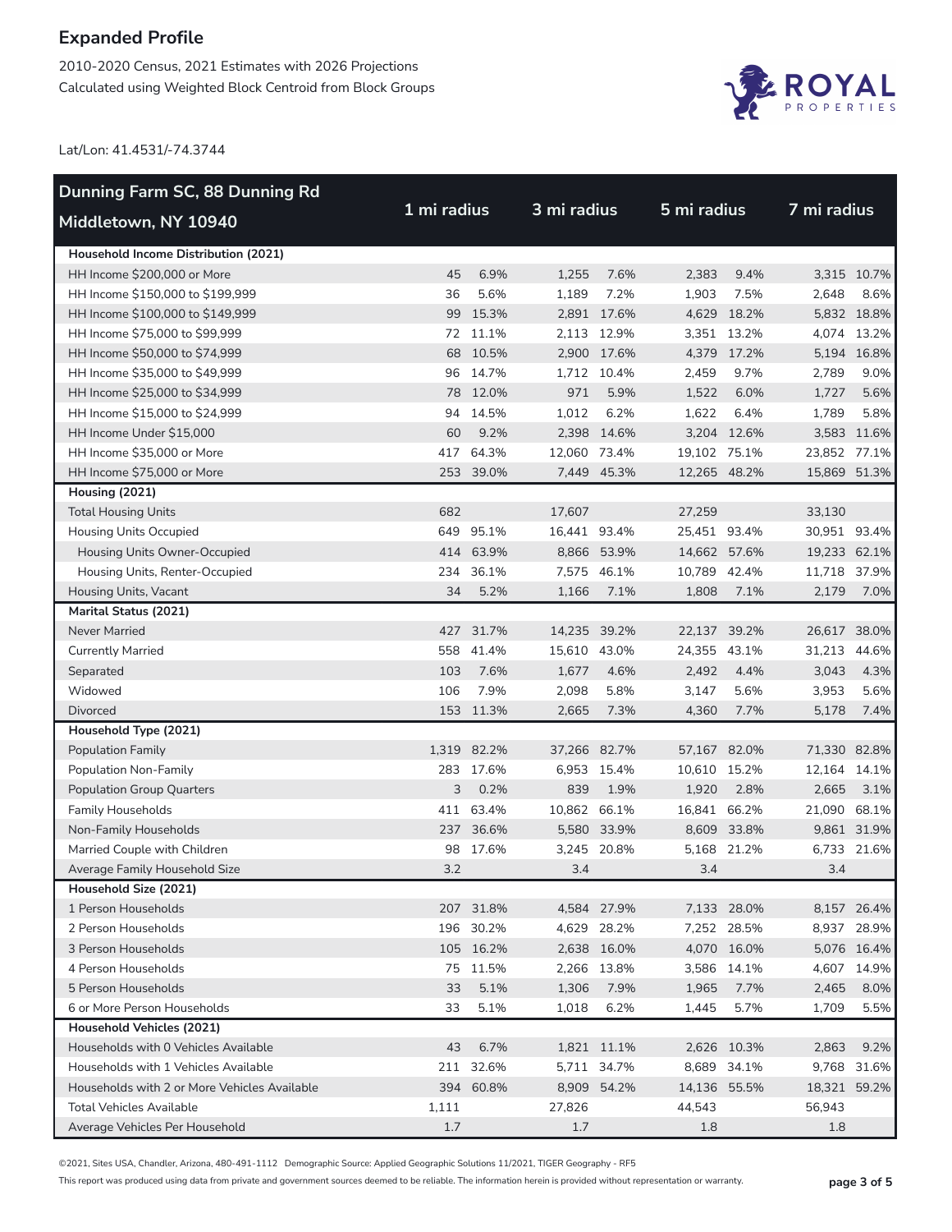# Expanded Profile

2010-2020 Census, 2021 Estimates with 2026 Projections
Calculated using Weighted Block Centroid from Block Groups

Lat/Lon: 41.4531/-74.3744

| Dunning Farm SC, 88 Dunning Rd Middletown, NY 10940 | 1 mi radius | | 3 mi radius | | 5 mi radius | | 7 mi radius | |
|---|---|---|---|---|---|---|---|---|
| **Household Income Distribution (2021)** | | | | | | | | |
| HH Income $200,000 or More | 45 | 6.9% | 1,255 | 7.6% | 2,383 | 9.4% | 3,315 | 10.7% |
| HH Income $150,000 to $199,999 | 36 | 5.6% | 1,189 | 7.2% | 1,903 | 7.5% | 2,648 | 8.6% |
| HH Income $100,000 to $149,999 | 99 | 15.3% | 2,891 | 17.6% | 4,629 | 18.2% | 5,832 | 18.8% |
| HH Income $75,000 to $99,999 | 72 | 11.1% | 2,113 | 12.9% | 3,351 | 13.2% | 4,074 | 13.2% |
| HH Income $50,000 to $74,999 | 68 | 10.5% | 2,900 | 17.6% | 4,379 | 17.2% | 5,194 | 16.8% |
| HH Income $35,000 to $49,999 | 96 | 14.7% | 1,712 | 10.4% | 2,459 | 9.7% | 2,789 | 9.0% |
| HH Income $25,000 to $34,999 | 78 | 12.0% | 971 | 5.9% | 1,522 | 6.0% | 1,727 | 5.6% |
| HH Income $15,000 to $24,999 | 94 | 14.5% | 1,012 | 6.2% | 1,622 | 6.4% | 1,789 | 5.8% |
| HH Income Under $15,000 | 60 | 9.2% | 2,398 | 14.6% | 3,204 | 12.6% | 3,583 | 11.6% |
| HH Income $35,000 or More | 417 | 64.3% | 12,060 | 73.4% | 19,102 | 75.1% | 23,852 | 77.1% |
| HH Income $75,000 or More | 253 | 39.0% | 7,449 | 45.3% | 12,265 | 48.2% | 15,869 | 51.3% |
| **Housing (2021)** | | | | | | | | |
| Total Housing Units | 682 | | 17,607 | | 27,259 | | 33,130 | |
| Housing Units Occupied | 649 | 95.1% | 16,441 | 93.4% | 25,451 | 93.4% | 30,951 | 93.4% |
| Housing Units Owner-Occupied | 414 | 63.9% | 8,866 | 53.9% | 14,662 | 57.6% | 19,233 | 62.1% |
| Housing Units, Renter-Occupied | 234 | 36.1% | 7,575 | 46.1% | 10,789 | 42.4% | 11,718 | 37.9% |
| Housing Units, Vacant | 34 | 5.2% | 1,166 | 7.1% | 1,808 | 7.1% | 2,179 | 7.0% |
| **Marital Status (2021)** | | | | | | | | |
| Never Married | 427 | 31.7% | 14,235 | 39.2% | 22,137 | 39.2% | 26,617 | 38.0% |
| Currently Married | 558 | 41.4% | 15,610 | 43.0% | 24,355 | 43.1% | 31,213 | 44.6% |
| Separated | 103 | 7.6% | 1,677 | 4.6% | 2,492 | 4.4% | 3,043 | 4.3% |
| Widowed | 106 | 7.9% | 2,098 | 5.8% | 3,147 | 5.6% | 3,953 | 5.6% |
| Divorced | 153 | 11.3% | 2,665 | 7.3% | 4,360 | 7.7% | 5,178 | 7.4% |
| **Household Type (2021)** | | | | | | | | |
| Population Family | 1,319 | 82.2% | 37,266 | 82.7% | 57,167 | 82.0% | 71,330 | 82.8% |
| Population Non-Family | 283 | 17.6% | 6,953 | 15.4% | 10,610 | 15.2% | 12,164 | 14.1% |
| Population Group Quarters | 3 | 0.2% | 839 | 1.9% | 1,920 | 2.8% | 2,665 | 3.1% |
| Family Households | 411 | 63.4% | 10,862 | 66.1% | 16,841 | 66.2% | 21,090 | 68.1% |
| Non-Family Households | 237 | 36.6% | 5,580 | 33.9% | 8,609 | 33.8% | 9,861 | 31.9% |
| Married Couple with Children | 98 | 17.6% | 3,245 | 20.8% | 5,168 | 21.2% | 6,733 | 21.6% |
| Average Family Household Size | 3.2 | | 3.4 | | 3.4 | | 3.4 | |
| **Household Size (2021)** | | | | | | | | |
| 1 Person Households | 207 | 31.8% | 4,584 | 27.9% | 7,133 | 28.0% | 8,157 | 26.4% |
| 2 Person Households | 196 | 30.2% | 4,629 | 28.2% | 7,252 | 28.5% | 8,937 | 28.9% |
| 3 Person Households | 105 | 16.2% | 2,638 | 16.0% | 4,070 | 16.0% | 5,076 | 16.4% |
| 4 Person Households | 75 | 11.5% | 2,266 | 13.8% | 3,586 | 14.1% | 4,607 | 14.9% |
| 5 Person Households | 33 | 5.1% | 1,306 | 7.9% | 1,965 | 7.7% | 2,465 | 8.0% |
| 6 or More Person Households | 33 | 5.1% | 1,018 | 6.2% | 1,445 | 5.7% | 1,709 | 5.5% |
| **Household Vehicles (2021)** | | | | | | | | |
| Households with 0 Vehicles Available | 43 | 6.7% | 1,821 | 11.1% | 2,626 | 10.3% | 2,863 | 9.2% |
| Households with 1 Vehicles Available | 211 | 32.6% | 5,711 | 34.7% | 8,689 | 34.1% | 9,768 | 31.6% |
| Households with 2 or More Vehicles Available | 394 | 60.8% | 8,909 | 54.2% | 14,136 | 55.5% | 18,321 | 59.2% |
| Total Vehicles Available | 1,111 | | 27,826 | | 44,543 | | 56,943 | |
| Average Vehicles Per Household | 1.7 | | 1.7 | | 1.8 | | 1.8 | |

©2021, Sites USA, Chandler, Arizona, 480-491-1112 Demographic Source: Applied Geographic Solutions 11/2021, TIGER Geography - RF5

This report was produced using data from private and government sources deemed to be reliable. The information herein is provided without representation or warranty.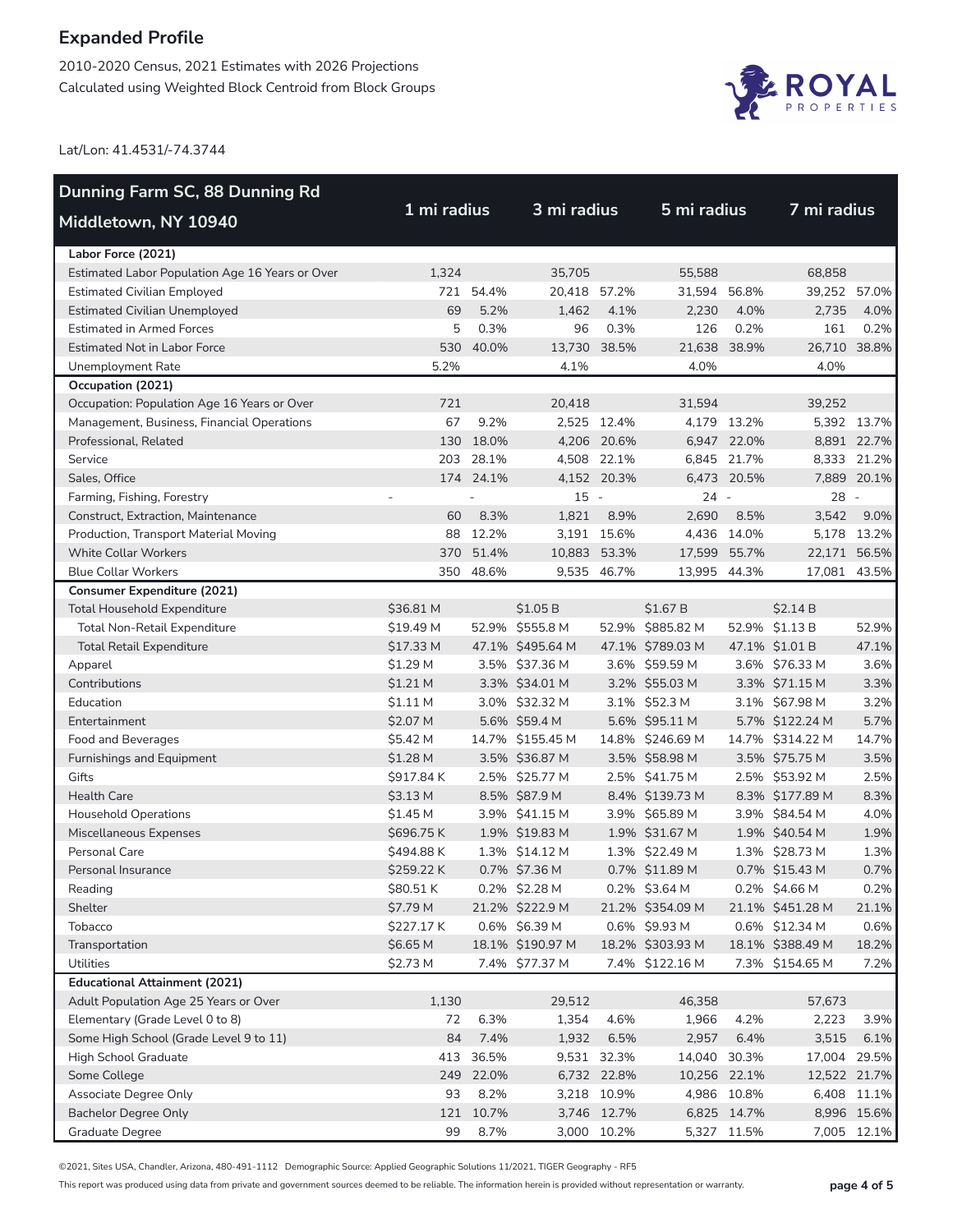## Expanded Profile

2010-2020 Census, 2021 Estimates with 2026 Projections
Calculated using Weighted Block Centroid from Block Groups

Lat/Lon: 41.4531/-74.3744

| Dunning Farm SC, 88 Dunning Rd Middletown, NY 10940 | 1 mi radius | | 3 mi radius | | 5 mi radius | | 7 mi radius | |
|---|---|---|---|---|---|---|---|---|
| **Labor Force (2021)** | | | | | | | | |
| Estimated Labor Population Age 16 Years or Over | 1,324 | | 35,705 | | 55,588 | | 68,858 | |
| Estimated Civilian Employed | 721 | 54.4% | 20,418 | 57.2% | 31,594 | 56.8% | 39,252 | 57.0% |
| Estimated Civilian Unemployed | 69 | 5.2% | 1,462 | 4.1% | 2,230 | 4.0% | 2,735 | 4.0% |
| Estimated in Armed Forces | 5 | 0.3% | 96 | 0.3% | 126 | 0.2% | 161 | 0.2% |
| Estimated Not in Labor Force | 530 | 40.0% | 13,730 | 38.5% | 21,638 | 38.9% | 26,710 | 38.8% |
| Unemployment Rate | 5.2% | | 4.1% | | 4.0% | | 4.0% | |
| **Occupation (2021)** | | | | | | | | |
| Occupation: Population Age 16 Years or Over | 721 | | 20,418 | | 31,594 | | 39,252 | |
| Management, Business, Financial Operations | 67 | 9.2% | 2,525 | 12.4% | 4,179 | 13.2% | 5,392 | 13.7% |
| Professional, Related | 130 | 18.0% | 4,206 | 20.6% | 6,947 | 22.0% | 8,891 | 22.7% |
| Service | 203 | 28.1% | 4,508 | 22.1% | 6,845 | 21.7% | 8,333 | 21.2% |
| Sales, Office | 174 | 24.1% | 4,152 | 20.3% | 6,473 | 20.5% | 7,889 | 20.1% |
| Farming, Fishing, Forestry | - | - | 15 | - | 24 | - | 28 | - |
| Construct, Extraction, Maintenance | 60 | 8.3% | 1,821 | 8.9% | 2,690 | 8.5% | 3,542 | 9.0% |
| Production, Transport Material Moving | 88 | 12.2% | 3,191 | 15.6% | 4,436 | 14.0% | 5,178 | 13.2% |
| White Collar Workers | 370 | 51.4% | 10,883 | 53.3% | 17,599 | 55.7% | 22,171 | 56.5% |
| Blue Collar Workers | 350 | 48.6% | 9,535 | 46.7% | 13,995 | 44.3% | 17,081 | 43.5% |
| **Consumer Expenditure (2021)** | | | | | | | | |
| Total Household Expenditure | $36.81 M | | $1.05 B | | $1.67 B | | $2.14 B | |
| Total Non-Retail Expenditure | $19.49 M | 52.9% | $555.8 M | 52.9% | $885.82 M | 52.9% | $1.13 B | 52.9% |
| Total Retail Expenditure | $17.33 M | 47.1% | $495.64 M | 47.1% | $789.03 M | 47.1% | $1.01 B | 47.1% |
| Apparel | $1.29 M | 3.5% | $37.36 M | 3.6% | $59.59 M | 3.6% | $76.33 M | 3.6% |
| Contributions | $1.21 M | 3.3% | $34.01 M | 3.2% | $55.03 M | 3.3% | $71.15 M | 3.3% |
| Education | $1.11 M | 3.0% | $32.32 M | 3.1% | $52.3 M | 3.1% | $67.98 M | 3.2% |
| Entertainment | $2.07 M | 5.6% | $59.4 M | 5.6% | $95.11 M | 5.7% | $122.24 M | 5.7% |
| Food and Beverages | $5.42 M | 14.7% | $155.45 M | 14.8% | $246.69 M | 14.7% | $314.22 M | 14.7% |
| Furnishings and Equipment | $1.28 M | 3.5% | $36.87 M | 3.5% | $58.98 M | 3.5% | $75.75 M | 3.5% |
| Gifts | $917.84 K | 2.5% | $25.77 M | 2.5% | $41.75 M | 2.5% | $53.92 M | 2.5% |
| Health Care | $3.13 M | 8.5% | $87.9 M | 8.4% | $139.73 M | 8.3% | $177.89 M | 8.3% |
| Household Operations | $1.45 M | 3.9% | $41.15 M | 3.9% | $65.89 M | 3.9% | $84.54 M | 4.0% |
| Miscellaneous Expenses | $696.75 K | 1.9% | $19.83 M | 1.9% | $31.67 M | 1.9% | $40.54 M | 1.9% |
| Personal Care | $494.88 K | 1.3% | $14.12 M | 1.3% | $22.49 M | 1.3% | $28.73 M | 1.3% |
| Personal Insurance | $259.22 K | 0.7% | $7.36 M | 0.7% | $11.89 M | 0.7% | $15.43 M | 0.7% |
| Reading | $80.51 K | 0.2% | $2.28 M | 0.2% | $3.64 M | 0.2% | $4.66 M | 0.2% |
| Shelter | $7.79 M | 21.2% | $222.9 M | 21.2% | $354.09 M | 21.1% | $451.28 M | 21.1% |
| Tobacco | $227.17 K | 0.6% | $6.39 M | 0.6% | $9.93 M | 0.6% | $12.34 M | 0.6% |
| Transportation | $6.65 M | 18.1% | $190.97 M | 18.2% | $303.93 M | 18.1% | $388.49 M | 18.2% |
| Utilities | $2.73 M | 7.4% | $77.37 M | 7.4% | $122.16 M | 7.3% | $154.65 M | 7.2% |
| **Educational Attainment (2021)** | | | | | | | | |
| Adult Population Age 25 Years or Over | 1,130 | | 29,512 | | 46,358 | | 57,673 | |
| Elementary (Grade Level 0 to 8) | 72 | 6.3% | 1,354 | 4.6% | 1,966 | 4.2% | 2,223 | 3.9% |
| Some High School (Grade Level 9 to 11) | 84 | 7.4% | 1,932 | 6.5% | 2,957 | 6.4% | 3,515 | 6.1% |
| High School Graduate | 413 | 36.5% | 9,531 | 32.3% | 14,040 | 30.3% | 17,004 | 29.5% |
| Some College | 249 | 22.0% | 6,732 | 22.8% | 10,256 | 22.1% | 12,522 | 21.7% |
| Associate Degree Only | 93 | 8.2% | 3,218 | 10.9% | 4,986 | 10.8% | 6,408 | 11.1% |
| Bachelor Degree Only | 121 | 10.7% | 3,746 | 12.7% | 6,825 | 14.7% | 8,996 | 15.6% |
| Graduate Degree | 99 | 8.7% | 3,000 | 10.2% | 5,327 | 11.5% | 7,005 | 12.1% |

©2021, Sites USA, Chandler, Arizona, 480-491-1112 Demographic Source: Applied Geographic Solutions 11/2021, TIGER Geography - RF5

This report was produced using data from private and government sources deemed to be reliable. The information herein is provided without representation or warranty.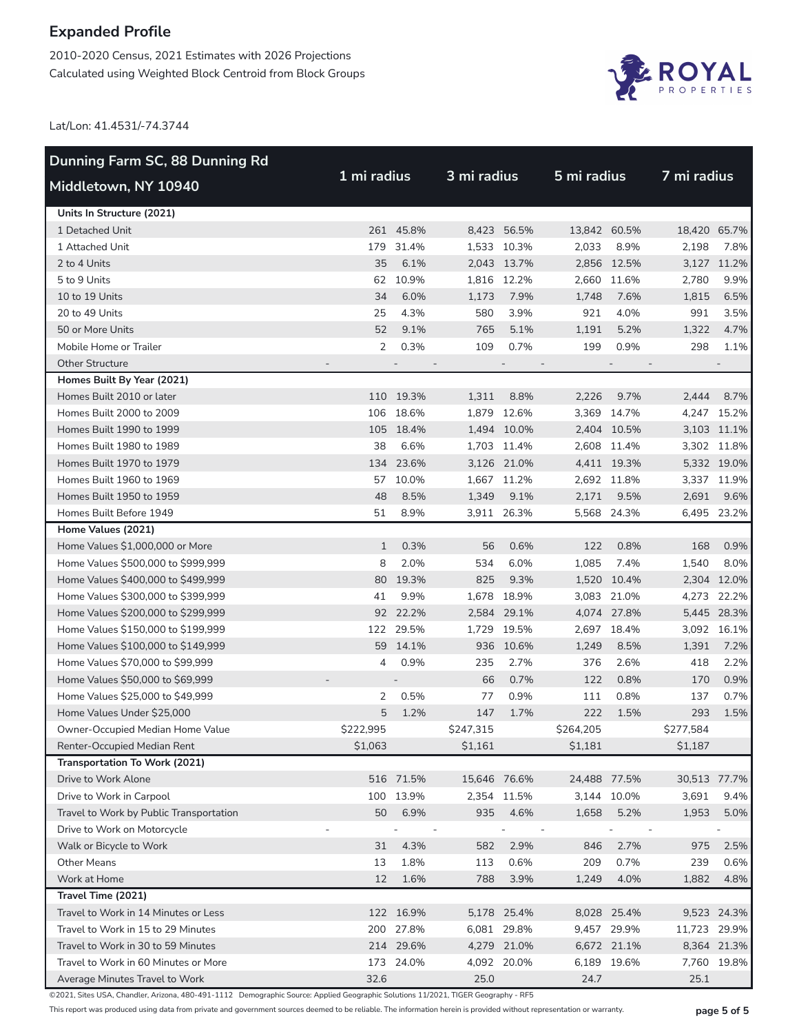# Expanded Profile

2010-2020 Census, 2021 Estimates with 2026 Projections
Calculated using Weighted Block Centroid from Block Groups

Lat/Lon: 41.4531/-74.3744

| Dunning Farm SC, 88 Dunning Rd Middletown, NY 10940 | 1 mi radius | | 3 mi radius | | 5 mi radius | | 7 mi radius | |
|---|---|---|---|---|---|---|---|---|
| **Units In Structure (2021)** | | | | | | | | |
| 1 Detached Unit | 261 | 45.8% | 8,423 | 56.5% | 13,842 | 60.5% | 18,420 | 65.7% |
| 1 Attached Unit | 179 | 31.4% | 1,533 | 10.3% | 2,033 | 8.9% | 2,198 | 7.8% |
| 2 to 4 Units | 35 | 6.1% | 2,043 | 13.7% | 2,856 | 12.5% | 3,127 | 11.2% |
| 5 to 9 Units | 62 | 10.9% | 1,816 | 12.2% | 2,660 | 11.6% | 2,780 | 9.9% |
| 10 to 19 Units | 34 | 6.0% | 1,173 | 7.9% | 1,748 | 7.6% | 1,815 | 6.5% |
| 20 to 49 Units | 25 | 4.3% | 580 | 3.9% | 921 | 4.0% | 991 | 3.5% |
| 50 or More Units | 52 | 9.1% | 765 | 5.1% | 1,191 | 5.2% | 1,322 | 4.7% |
| Mobile Home or Trailer | 2 | 0.3% | 109 | 0.7% | 199 | 0.9% | 298 | 1.1% |
| Other Structure | - | - | - | - | - | - | - | - |
| **Homes Built By Year (2021)** | | | | | | | | |
| Homes Built 2010 or later | 110 | 19.3% | 1,311 | 8.8% | 2,226 | 9.7% | 2,444 | 8.7% |
| Homes Built 2000 to 2009 | 106 | 18.6% | 1,879 | 12.6% | 3,369 | 14.7% | 4,247 | 15.2% |
| Homes Built 1990 to 1999 | 105 | 18.4% | 1,494 | 10.0% | 2,404 | 10.5% | 3,103 | 11.1% |
| Homes Built 1980 to 1989 | 38 | 6.6% | 1,703 | 11.4% | 2,608 | 11.4% | 3,302 | 11.8% |
| Homes Built 1970 to 1979 | 134 | 23.6% | 3,126 | 21.0% | 4,411 | 19.3% | 5,332 | 19.0% |
| Homes Built 1960 to 1969 | 57 | 10.0% | 1,667 | 11.2% | 2,692 | 11.8% | 3,337 | 11.9% |
| Homes Built 1950 to 1959 | 48 | 8.5% | 1,349 | 9.1% | 2,171 | 9.5% | 2,691 | 9.6% |
| Homes Built Before 1949 | 51 | 8.9% | 3,911 | 26.3% | 5,568 | 24.3% | 6,495 | 23.2% |
| **Home Values (2021)** | | | | | | | | |
| Home Values $1,000,000 or More | 1 | 0.3% | 56 | 0.6% | 122 | 0.8% | 168 | 0.9% |
| Home Values $500,000 to $999,999 | 8 | 2.0% | 534 | 6.0% | 1,085 | 7.4% | 1,540 | 8.0% |
| Home Values $400,000 to $499,999 | 80 | 19.3% | 825 | 9.3% | 1,520 | 10.4% | 2,304 | 12.0% |
| Home Values $300,000 to $399,999 | 41 | 9.9% | 1,678 | 18.9% | 3,083 | 21.0% | 4,273 | 22.2% |
| Home Values $200,000 to $299,999 | 92 | 22.2% | 2,584 | 29.1% | 4,074 | 27.8% | 5,445 | 28.3% |
| Home Values $150,000 to $199,999 | 122 | 29.5% | 1,729 | 19.5% | 2,697 | 18.4% | 3,092 | 16.1% |
| Home Values $100,000 to $149,999 | 59 | 14.1% | 936 | 10.6% | 1,249 | 8.5% | 1,391 | 7.2% |
| Home Values $70,000 to $99,999 | 4 | 0.9% | 235 | 2.7% | 376 | 2.6% | 418 | 2.2% |
| Home Values $50,000 to $69,999 | - | - | 66 | 0.7% | 122 | 0.8% | 170 | 0.9% |
| Home Values $25,000 to $49,999 | 2 | 0.5% | 77 | 0.9% | 111 | 0.8% | 137 | 0.7% |
| Home Values Under $25,000 | 5 | 1.2% | 147 | 1.7% | 222 | 1.5% | 293 | 1.5% |
| Owner-Occupied Median Home Value | $222,995 | | $247,315 | | $264,205 | | $277,584 | |
| Renter-Occupied Median Rent | $1,063 | | $1,161 | | $1,181 | | $1,187 | |
| **Transportation To Work (2021)** | | | | | | | | |
| Drive to Work Alone | 516 | 71.5% | 15,646 | 76.6% | 24,488 | 77.5% | 30,513 | 77.7% |
| Drive to Work in Carpool | 100 | 13.9% | 2,354 | 11.5% | 3,144 | 10.0% | 3,691 | 9.4% |
| Travel to Work by Public Transportation | 50 | 6.9% | 935 | 4.6% | 1,658 | 5.2% | 1,953 | 5.0% |
| Drive to Work on Motorcycle | - | - | - | - | - | - | - | - |
| Walk or Bicycle to Work | 31 | 4.3% | 582 | 2.9% | 846 | 2.7% | 975 | 2.5% |
| Other Means | 13 | 1.8% | 113 | 0.6% | 209 | 0.7% | 239 | 0.6% |
| Work at Home | 12 | 1.6% | 788 | 3.9% | 1,249 | 4.0% | 1,882 | 4.8% |
| **Travel Time (2021)** | | | | | | | | |
| Travel to Work in 14 Minutes or Less | 122 | 16.9% | 5,178 | 25.4% | 8,028 | 25.4% | 9,523 | 24.3% |
| Travel to Work in 15 to 29 Minutes | 200 | 27.8% | 6,081 | 29.8% | 9,457 | 29.9% | 11,723 | 29.9% |
| Travel to Work in 30 to 59 Minutes | 214 | 29.6% | 4,279 | 21.0% | 6,672 | 21.1% | 8,364 | 21.3% |
| Travel to Work in 60 Minutes or More | 173 | 24.0% | 4,092 | 20.0% | 6,189 | 19.6% | 7,760 | 19.8% |
| Average Minutes Travel to Work | 32.6 | | 25.0 | | 24.7 | | 25.1 | |

©2021, Sites USA, Chandler, Arizona, 480-491-1112 Demographic Source: Applied Geographic Solutions 11/2021, TIGER Geography - RF5

This report was produced using data from private and government sources deemed to be reliable. The information herein is provided without representation or warranty.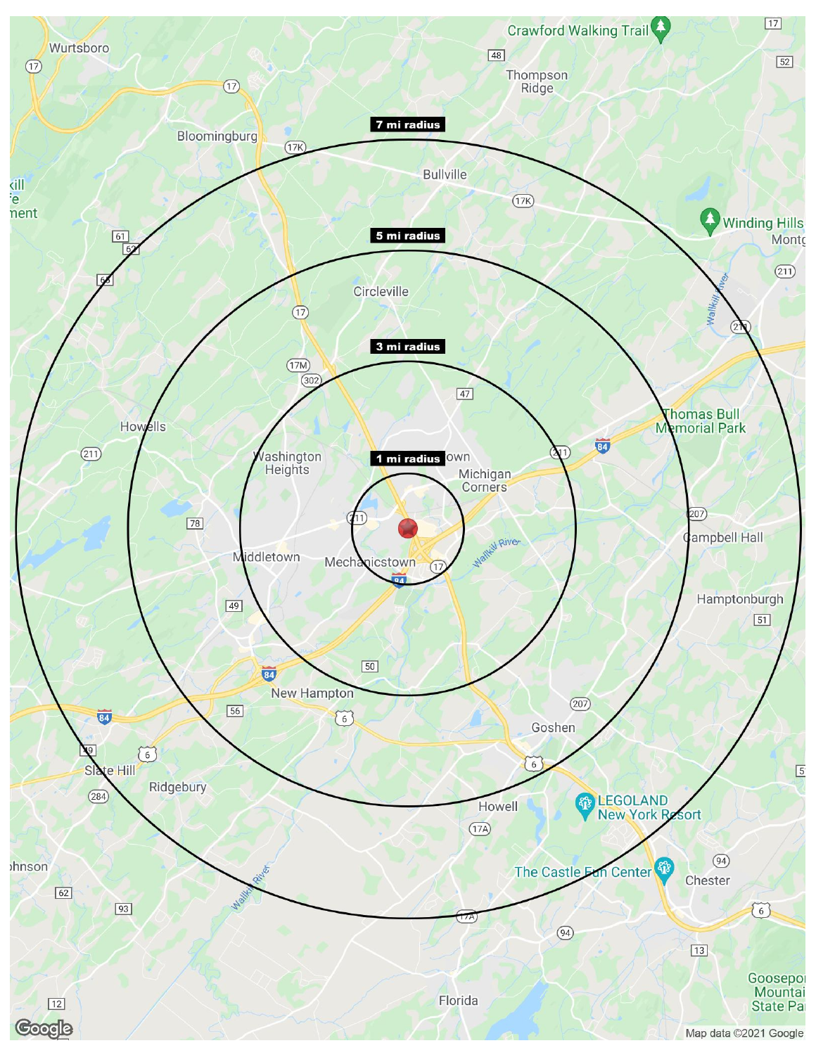7 mi radius

5 mi radius

3 mi radius

1 mi radius

Wurtsboro

Bloomingburg

Crawford Walking Trail

Thompson Ridge

Bullville

Winding Hills

Circleville

Howells

Washington Heights

Michigan Corners

Thomas Bull Memorial Park

Middletown

Mechanicstown

Campbell Hall

Hamptonburgh

New Hampton

Goshen

Slate Hill

Ridgebury

Howell

LEGOLAND New York Resort

The Castle Fun Center

Chester

Florida

Walkill River

Map data ©2021 Google